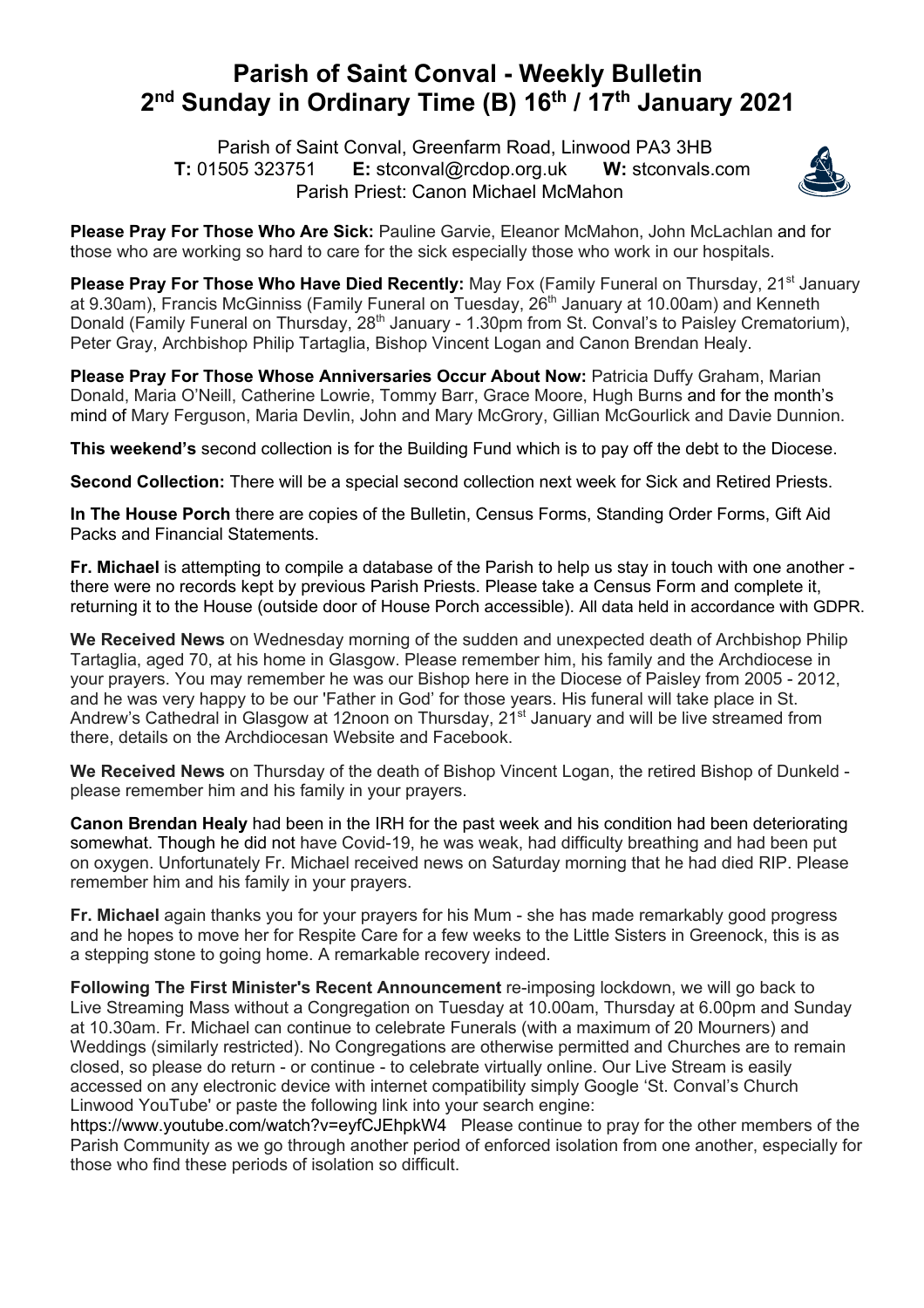# Parish of Saint Conval - Weekly Bulletin
# 2nd Sunday in Ordinary Time (B) 16th / 17th January 2021

Parish of Saint Conval, Greenfarm Road, Linwood PA3 3HB
**T:** 01505 323751 **E:** stconval@rcdop.org.uk **W:** stconvals.com
Parish Priest: Canon Michael McMahon

**Please Pray For Those Who Are Sick:** Pauline Garvie, Eleanor McMahon, John McLachlan and for those who are working so hard to care for the sick especially those who work in our hospitals.

**Please Pray For Those Who Have Died Recently:** May Fox (Family Funeral on Thursday, 21st January at 9.30am), Francis McGinniss (Family Funeral on Tuesday, 26th January at 10.00am) and Kenneth Donald (Family Funeral on Thursday, 28th January - 1.30pm from St. Conval's to Paisley Crematorium), Peter Gray, Archbishop Philip Tartaglia, Bishop Vincent Logan and Canon Brendan Healy.

**Please Pray For Those Whose Anniversaries Occur About Now:** Patricia Duffy Graham, Marian Donald, Maria O'Neill, Catherine Lowrie, Tommy Barr, Grace Moore, Hugh Burns and for the month's mind of Mary Ferguson, Maria Devlin, John and Mary McGrory, Gillian McGourlick and Davie Dunnion.

**This weekend's** second collection is for the Building Fund which is to pay off the debt to the Diocese.

**Second Collection:** There will be a special second collection next week for Sick and Retired Priests.

**In The House Porch** there are copies of the Bulletin, Census Forms, Standing Order Forms, Gift Aid Packs and Financial Statements.

**Fr. Michael** is attempting to compile a database of the Parish to help us stay in touch with one another - there were no records kept by previous Parish Priests. Please take a Census Form and complete it, returning it to the House (outside door of House Porch accessible). All data held in accordance with GDPR.

**We Received News** on Wednesday morning of the sudden and unexpected death of Archbishop Philip Tartaglia, aged 70, at his home in Glasgow. Please remember him, his family and the Archdiocese in your prayers. You may remember he was our Bishop here in the Diocese of Paisley from 2005 - 2012, and he was very happy to be our 'Father in God' for those years. His funeral will take place in St. Andrew's Cathedral in Glasgow at 12noon on Thursday, 21st January and will be live streamed from there, details on the Archdiocesan Website and Facebook.

**We Received News** on Thursday of the death of Bishop Vincent Logan, the retired Bishop of Dunkeld - please remember him and his family in your prayers.

**Canon Brendan Healy** had been in the IRH for the past week and his condition had been deteriorating somewhat. Though he did not have Covid-19, he was weak, had difficulty breathing and had been put on oxygen. Unfortunately Fr. Michael received news on Saturday morning that he had died RIP. Please remember him and his family in your prayers.

**Fr. Michael** again thanks you for your prayers for his Mum - she has made remarkably good progress and he hopes to move her for Respite Care for a few weeks to the Little Sisters in Greenock, this is as a stepping stone to going home. A remarkable recovery indeed.

**Following The First Minister's Recent Announcement** re-imposing lockdown, we will go back to Live Streaming Mass without a Congregation on Tuesday at 10.00am, Thursday at 6.00pm and Sunday at 10.30am. Fr. Michael can continue to celebrate Funerals (with a maximum of 20 Mourners) and Weddings (similarly restricted). No Congregations are otherwise permitted and Churches are to remain closed, so please do return - or continue - to celebrate virtually online. Our Live Stream is easily accessed on any electronic device with internet compatibility simply Google 'St. Conval's Church Linwood YouTube' or paste the following link into your search engine:
https://www.youtube.com/watch?v=eyfCJEhpkW4 Please continue to pray for the other members of the Parish Community as we go through another period of enforced isolation from one another, especially for those who find these periods of isolation so difficult.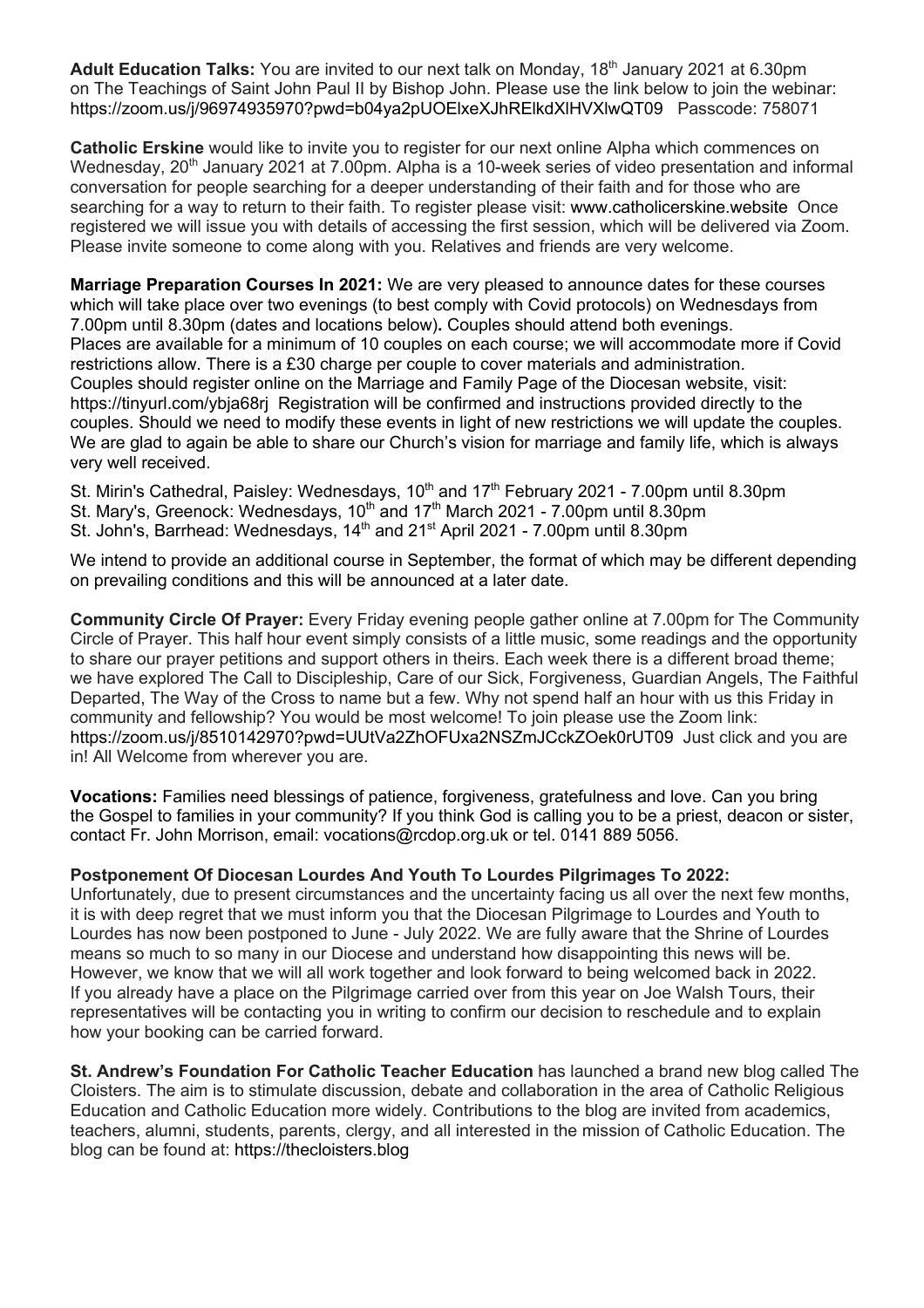**Adult Education Talks:** You are invited to our next talk on Monday, 18th January 2021 at 6.30pm on The Teachings of Saint John Paul II by Bishop John. Please use the link below to join the webinar: https://zoom.us/j/96974935970?pwd=b04ya2pUOElxeXJhRElkdXlHVXlwQT09 Passcode: 758071

**Catholic Erskine** would like to invite you to register for our next online Alpha which commences on Wednesday, 20th January 2021 at 7.00pm. Alpha is a 10-week series of video presentation and informal conversation for people searching for a deeper understanding of their faith and for those who are searching for a way to return to their faith. To register please visit: www.catholicerskine.website Once registered we will issue you with details of accessing the first session, which will be delivered via Zoom. Please invite someone to come along with you. Relatives and friends are very welcome.

**Marriage Preparation Courses In 2021:** We are very pleased to announce dates for these courses which will take place over two evenings (to best comply with Covid protocols) on Wednesdays from 7.00pm until 8.30pm (dates and locations below)**.** Couples should attend both evenings. Places are available for a minimum of 10 couples on each course; we will accommodate more if Covid restrictions allow. There is a £30 charge per couple to cover materials and administration. Couples should register online on the Marriage and Family Page of the Diocesan website, visit: https://tinyurl.com/ybja68rj Registration will be confirmed and instructions provided directly to the couples. Should we need to modify these events in light of new restrictions we will update the couples. We are glad to again be able to share our Church's vision for marriage and family life, which is always very well received.

St. Mirin's Cathedral, Paisley: Wednesdays, 10th and 17th February 2021 - 7.00pm until 8.30pm
St. Mary's, Greenock: Wednesdays, 10th and 17th March 2021 - 7.00pm until 8.30pm
St. John's, Barrhead: Wednesdays, 14th and 21st April 2021 - 7.00pm until 8.30pm

We intend to provide an additional course in September, the format of which may be different depending on prevailing conditions and this will be announced at a later date.

**Community Circle Of Prayer:** Every Friday evening people gather online at 7.00pm for The Community Circle of Prayer. This half hour event simply consists of a little music, some readings and the opportunity to share our prayer petitions and support others in theirs. Each week there is a different broad theme; we have explored The Call to Discipleship, Care of our Sick, Forgiveness, Guardian Angels, The Faithful Departed, The Way of the Cross to name but a few. Why not spend half an hour with us this Friday in community and fellowship? You would be most welcome! To join please use the Zoom link: https://zoom.us/j/8510142970?pwd=UUtVa2ZhOFUxa2NSZmJCckZOek0rUT09 Just click and you are in! All Welcome from wherever you are.

**Vocations:** Families need blessings of patience, forgiveness, gratefulness and love. Can you bring the Gospel to families in your community? If you think God is calling you to be a priest, deacon or sister, contact Fr. John Morrison, email: vocations@rcdop.org.uk or tel. 0141 889 5056.

**Postponement Of Diocesan Lourdes And Youth To Lourdes Pilgrimages To 2022:**
Unfortunately, due to present circumstances and the uncertainty facing us all over the next few months, it is with deep regret that we must inform you that the Diocesan Pilgrimage to Lourdes and Youth to Lourdes has now been postponed to June - July 2022. We are fully aware that the Shrine of Lourdes means so much to so many in our Diocese and understand how disappointing this news will be. However, we know that we will all work together and look forward to being welcomed back in 2022. If you already have a place on the Pilgrimage carried over from this year on Joe Walsh Tours, their representatives will be contacting you in writing to confirm our decision to reschedule and to explain how your booking can be carried forward.

**St. Andrew's Foundation For Catholic Teacher Education** has launched a brand new blog called The Cloisters. The aim is to stimulate discussion, debate and collaboration in the area of Catholic Religious Education and Catholic Education more widely. Contributions to the blog are invited from academics, teachers, alumni, students, parents, clergy, and all interested in the mission of Catholic Education. The blog can be found at: https://thecloisters.blog